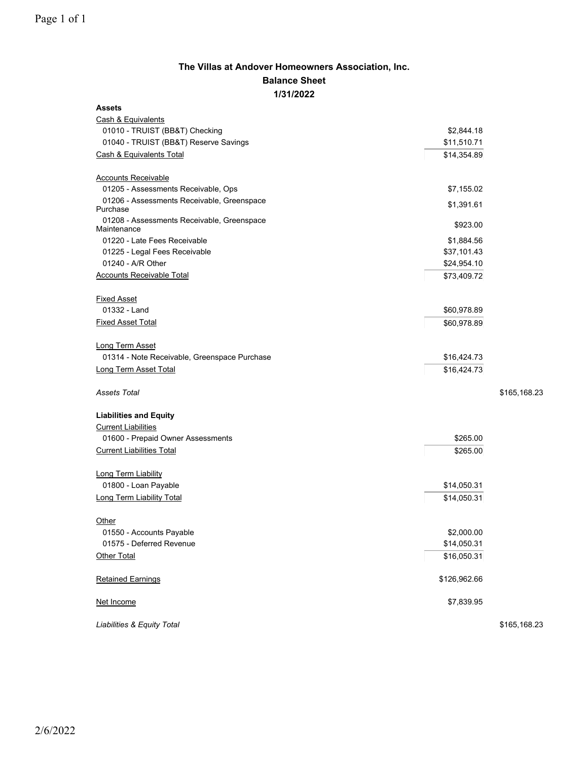# The Villas at Andover Homeowners Association, Inc.
## Balance Sheet
### 1/31/2022

| | | |
|---|---|---|
| **Assets** | | |
| Cash & Equivalents | | |
| 01010 - TRUIST (BB&T) Checking | $2,844.18 | |
| 01040 - TRUIST (BB&T) Reserve Savings | $11,510.71 | |
| Cash & Equivalents Total | $14,354.89 | |
| | | |
| Accounts Receivable | | |
| 01205 - Assessments Receivable, Ops | $7,155.02 | |
| 01206 - Assessments Receivable, Greenspace Purchase | $1,391.61 | |
| 01208 - Assessments Receivable, Greenspace Maintenance | $923.00 | |
| 01220 - Late Fees Receivable | $1,884.56 | |
| 01225 - Legal Fees Receivable | $37,101.43 | |
| 01240 - A/R Other | $24,954.10 | |
| Accounts Receivable Total | $73,409.72 | |
| | | |
| Fixed Asset | | |
| 01332 - Land | $60,978.89 | |
| Fixed Asset Total | $60,978.89 | |
| | | |
| Long Term Asset | | |
| 01314 - Note Receivable, Greenspace Purchase | $16,424.73 | |
| Long Term Asset Total | $16,424.73 | |
| | | |
| *Assets Total* | | $165,168.23 |
| | | |
| **Liabilities and Equity** | | |
| Current Liabilities | | |
| 01600 - Prepaid Owner Assessments | $265.00 | |
| Current Liabilities Total | $265.00 | |
| | | |
| Long Term Liability | | |
| 01800 - Loan Payable | $14,050.31 | |
| Long Term Liability Total | $14,050.31 | |
| | | |
| Other | | |
| 01550 - Accounts Payable | $2,000.00 | |
| 01575 - Deferred Revenue | $14,050.31 | |
| Other Total | $16,050.31 | |
| | | |
| Retained Earnings | $126,962.66 | |
| | | |
| Net Income | $7,839.95 | |
| | | |
| *Liabilities & Equity Total* | | $165,168.23 |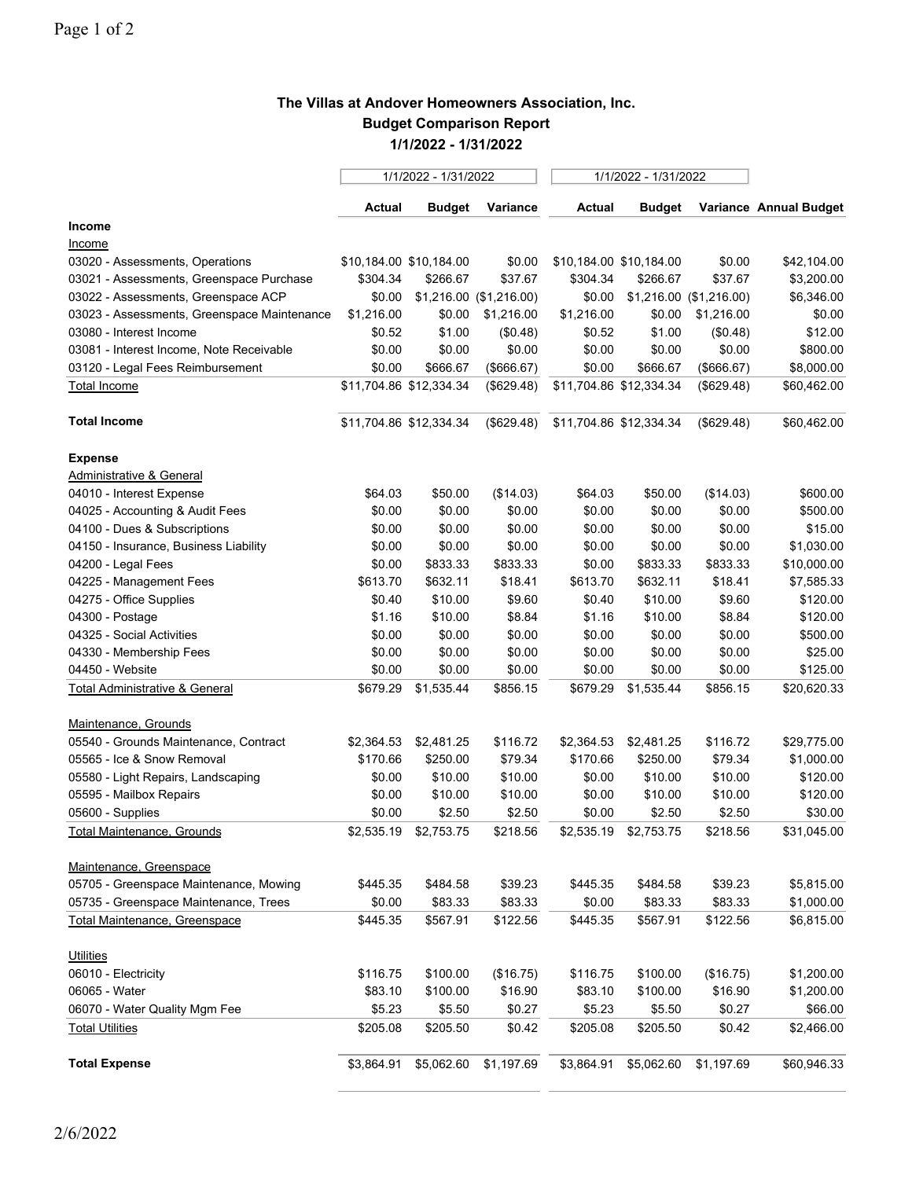# The Villas at Andover Homeowners Association, Inc.
## Budget Comparison Report
### 1/1/2022 - 1/31/2022

| | 1/1/2022 - 1/31/2022 | | | 1/1/2022 - 1/31/2022 | | | |
|---|---|---|---|---|---|---|---|
| | **Actual** | **Budget** | **Variance** | **Actual** | **Budget** | **Variance** | **Annual Budget** |
| **Income** | | | | | | | |
| Income | | | | | | | |
| 03020 - Assessments, Operations | $10,184.00 | $10,184.00 | $0.00 | $10,184.00 | $10,184.00 | $0.00 | $42,104.00 |
| 03021 - Assessments, Greenspace Purchase | $304.34 | $266.67 | $37.67 | $304.34 | $266.67 | $37.67 | $3,200.00 |
| 03022 - Assessments, Greenspace ACP | $0.00 | $1,216.00 | ($1,216.00) | $0.00 | $1,216.00 | ($1,216.00) | $6,346.00 |
| 03023 - Assessments, Greenspace Maintenance | $1,216.00 | $0.00 | $1,216.00 | $1,216.00 | $0.00 | $1,216.00 | $0.00 |
| 03080 - Interest Income | $0.52 | $1.00 | ($0.48) | $0.52 | $1.00 | ($0.48) | $12.00 |
| 03081 - Interest Income, Note Receivable | $0.00 | $0.00 | $0.00 | $0.00 | $0.00 | $0.00 | $800.00 |
| 03120 - Legal Fees Reimbursement | $0.00 | $666.67 | ($666.67) | $0.00 | $666.67 | ($666.67) | $8,000.00 |
| Total Income | $11,704.86 | $12,334.34 | ($629.48) | $11,704.86 | $12,334.34 | ($629.48) | $60,462.00 |
| **Total Income** | $11,704.86 | $12,334.34 | ($629.48) | $11,704.86 | $12,334.34 | ($629.48) | $60,462.00 |
| **Expense** | | | | | | | |
| Administrative & General | | | | | | | |
| 04010 - Interest Expense | $64.03 | $50.00 | ($14.03) | $64.03 | $50.00 | ($14.03) | $600.00 |
| 04025 - Accounting & Audit Fees | $0.00 | $0.00 | $0.00 | $0.00 | $0.00 | $0.00 | $500.00 |
| 04100 - Dues & Subscriptions | $0.00 | $0.00 | $0.00 | $0.00 | $0.00 | $0.00 | $15.00 |
| 04150 - Insurance, Business Liability | $0.00 | $0.00 | $0.00 | $0.00 | $0.00 | $0.00 | $1,030.00 |
| 04200 - Legal Fees | $0.00 | $833.33 | $833.33 | $0.00 | $833.33 | $833.33 | $10,000.00 |
| 04225 - Management Fees | $613.70 | $632.11 | $18.41 | $613.70 | $632.11 | $18.41 | $7,585.33 |
| 04275 - Office Supplies | $0.40 | $10.00 | $9.60 | $0.40 | $10.00 | $9.60 | $120.00 |
| 04300 - Postage | $1.16 | $10.00 | $8.84 | $1.16 | $10.00 | $8.84 | $120.00 |
| 04325 - Social Activities | $0.00 | $0.00 | $0.00 | $0.00 | $0.00 | $0.00 | $500.00 |
| 04330 - Membership Fees | $0.00 | $0.00 | $0.00 | $0.00 | $0.00 | $0.00 | $25.00 |
| 04450 - Website | $0.00 | $0.00 | $0.00 | $0.00 | $0.00 | $0.00 | $125.00 |
| Total Administrative & General | $679.29 | $1,535.44 | $856.15 | $679.29 | $1,535.44 | $856.15 | $20,620.33 |
| Maintenance, Grounds | | | | | | | |
| 05540 - Grounds Maintenance, Contract | $2,364.53 | $2,481.25 | $116.72 | $2,364.53 | $2,481.25 | $116.72 | $29,775.00 |
| 05565 - Ice & Snow Removal | $170.66 | $250.00 | $79.34 | $170.66 | $250.00 | $79.34 | $1,000.00 |
| 05580 - Light Repairs, Landscaping | $0.00 | $10.00 | $10.00 | $0.00 | $10.00 | $10.00 | $120.00 |
| 05595 - Mailbox Repairs | $0.00 | $10.00 | $10.00 | $0.00 | $10.00 | $10.00 | $120.00 |
| 05600 - Supplies | $0.00 | $2.50 | $2.50 | $0.00 | $2.50 | $2.50 | $30.00 |
| Total Maintenance, Grounds | $2,535.19 | $2,753.75 | $218.56 | $2,535.19 | $2,753.75 | $218.56 | $31,045.00 |
| Maintenance, Greenspace | | | | | | | |
| 05705 - Greenspace Maintenance, Mowing | $445.35 | $484.58 | $39.23 | $445.35 | $484.58 | $39.23 | $5,815.00 |
| 05735 - Greenspace Maintenance, Trees | $0.00 | $83.33 | $83.33 | $0.00 | $83.33 | $83.33 | $1,000.00 |
| Total Maintenance, Greenspace | $445.35 | $567.91 | $122.56 | $445.35 | $567.91 | $122.56 | $6,815.00 |
| Utilities | | | | | | | |
| 06010 - Electricity | $116.75 | $100.00 | ($16.75) | $116.75 | $100.00 | ($16.75) | $1,200.00 |
| 06065 - Water | $83.10 | $100.00 | $16.90 | $83.10 | $100.00 | $16.90 | $1,200.00 |
| 06070 - Water Quality Mgm Fee | $5.23 | $5.50 | $0.27 | $5.23 | $5.50 | $0.27 | $66.00 |
| Total Utilities | $205.08 | $205.50 | $0.42 | $205.08 | $205.50 | $0.42 | $2,466.00 |
| **Total Expense** | $3,864.91 | $5,062.60 | $1,197.69 | $3,864.91 | $5,062.60 | $1,197.69 | $60,946.33 |

2/6/2022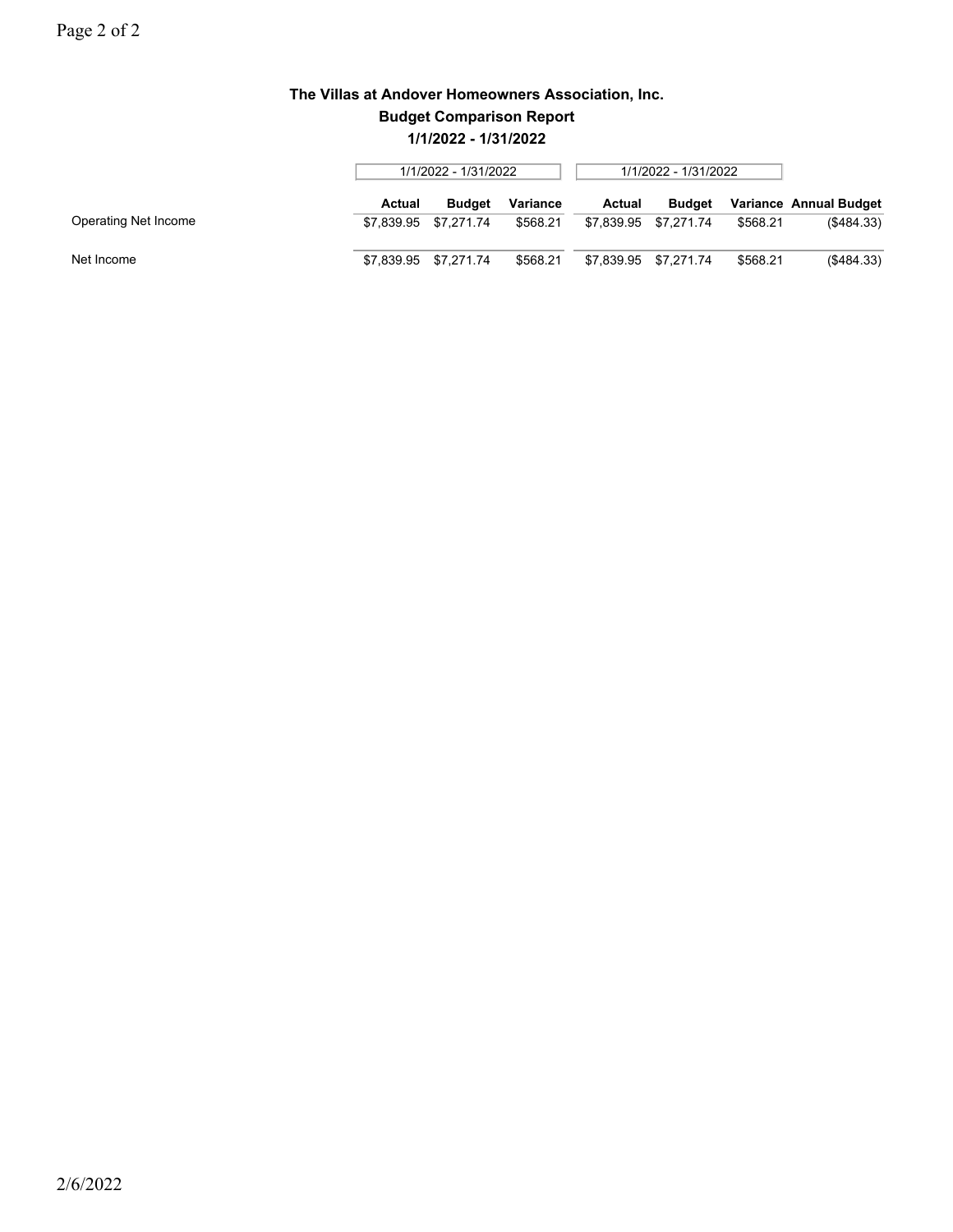**The Villas at Andover Homeowners Association, Inc.**
**Budget Comparison Report**
**1/1/2022 - 1/31/2022**

| | 1/1/2022 - 1/31/2022 | | | 1/1/2022 - 1/31/2022 | | | |
|---|---|---|---|---|---|---|---|
| | **Actual** | **Budget** | **Variance** | **Actual** | **Budget** | **Variance** | **Annual Budget** |
| Operating Net Income | $7,839.95 | $7,271.74 | $568.21 | $7,839.95 | $7,271.74 | $568.21 | ($484.33) |
| Net Income | $7,839.95 | $7,271.74 | $568.21 | $7,839.95 | $7,271.74 | $568.21 | ($484.33) |